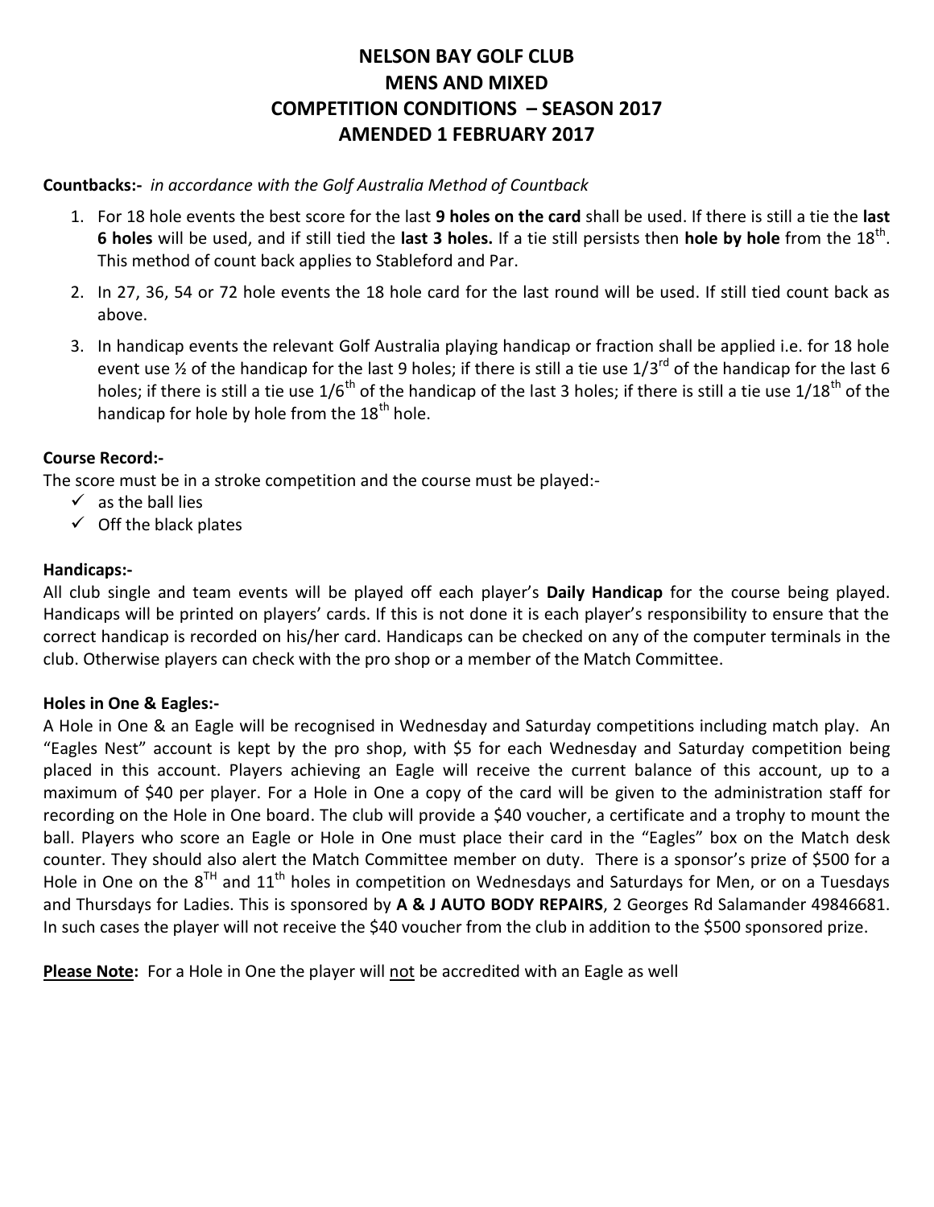# NELSON BAY GOLF CLUB
# MENS AND MIXED
# COMPETITION CONDITIONS – SEASON 2017
# AMENDED 1 FEBRUARY 2017

**Countbacks:-** *in accordance with the Golf Australia Method of Countback*

1. For 18 hole events the best score for the last **9 holes on the card** shall be used. If there is still a tie the **last 6 holes** will be used, and if still tied the **last 3 holes.** If a tie still persists then **hole by hole** from the 18th. This method of count back applies to Stableford and Par.
2. In 27, 36, 54 or 72 hole events the 18 hole card for the last round will be used. If still tied count back as above.
3. In handicap events the relevant Golf Australia playing handicap or fraction shall be applied i.e. for 18 hole event use ½ of the handicap for the last 9 holes; if there is still a tie use 1/3rd of the handicap for the last 6 holes; if there is still a tie use 1/6th of the handicap of the last 3 holes; if there is still a tie use 1/18th of the handicap for hole by hole from the 18th hole.

**Course Record:-**

The score must be in a stroke competition and the course must be played:-

- ✓ as the ball lies
- ✓ Off the black plates

**Handicaps:-**

All club single and team events will be played off each player's **Daily Handicap** for the course being played. Handicaps will be printed on players' cards. If this is not done it is each player's responsibility to ensure that the correct handicap is recorded on his/her card. Handicaps can be checked on any of the computer terminals in the club. Otherwise players can check with the pro shop or a member of the Match Committee.

**Holes in One & Eagles:-**

A Hole in One & an Eagle will be recognised in Wednesday and Saturday competitions including match play. An "Eagles Nest" account is kept by the pro shop, with $5 for each Wednesday and Saturday competition being placed in this account. Players achieving an Eagle will receive the current balance of this account, up to a maximum of $40 per player. For a Hole in One a copy of the card will be given to the administration staff for recording on the Hole in One board. The club will provide a $40 voucher, a certificate and a trophy to mount the ball. Players who score an Eagle or Hole in One must place their card in the "Eagles" box on the Match desk counter. They should also alert the Match Committee member on duty. There is a sponsor's prize of $500 for a Hole in One on the 8TH and 11th holes in competition on Wednesdays and Saturdays for Men, or on a Tuesdays and Thursdays for Ladies. This is sponsored by **A & J AUTO BODY REPAIRS**, 2 Georges Rd Salamander 49846681. In such cases the player will not receive the $40 voucher from the club in addition to the $500 sponsored prize.

**Please Note:** For a Hole in One the player will not be accredited with an Eagle as well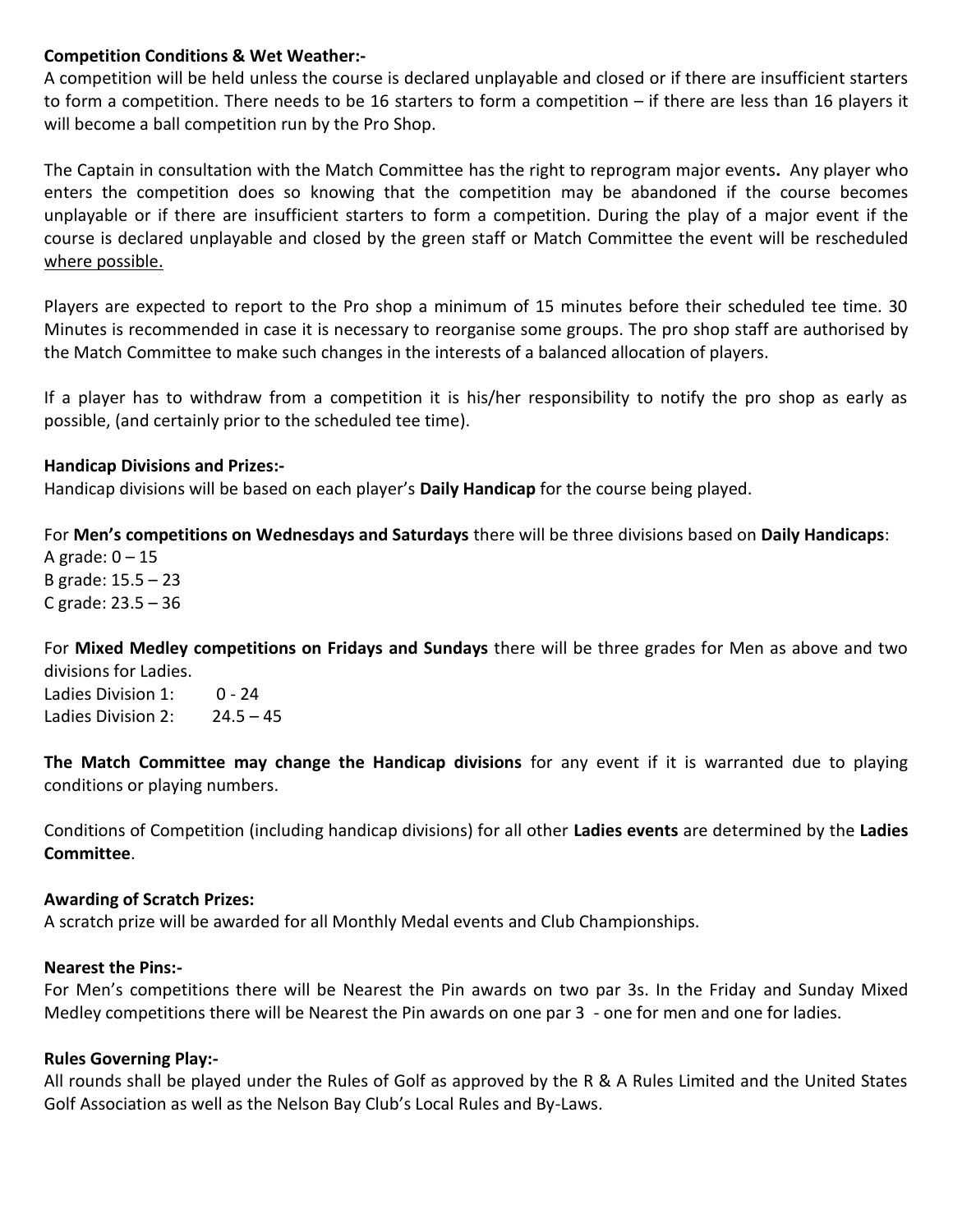**Competition Conditions & Wet Weather:-**

A competition will be held unless the course is declared unplayable and closed or if there are insufficient starters to form a competition. There needs to be 16 starters to form a competition – if there are less than 16 players it will become a ball competition run by the Pro Shop.

The Captain in consultation with the Match Committee has the right to reprogram major events**.** Any player who enters the competition does so knowing that the competition may be abandoned if the course becomes unplayable or if there are insufficient starters to form a competition. During the play of a major event if the course is declared unplayable and closed by the green staff or Match Committee the event will be rescheduled <u>where possible.</u>

Players are expected to report to the Pro shop a minimum of 15 minutes before their scheduled tee time. 30 Minutes is recommended in case it is necessary to reorganise some groups. The pro shop staff are authorised by the Match Committee to make such changes in the interests of a balanced allocation of players.

If a player has to withdraw from a competition it is his/her responsibility to notify the pro shop as early as possible, (and certainly prior to the scheduled tee time).

**Handicap Divisions and Prizes:-**

Handicap divisions will be based on each player's **Daily Handicap** for the course being played.

For **Men's competitions on Wednesdays and Saturdays** there will be three divisions based on **Daily Handicaps**:

A grade: 0 – 15
B grade: 15.5 – 23
C grade: 23.5 – 36

For **Mixed Medley competitions on Fridays and Sundays** there will be three grades for Men as above and two divisions for Ladies.

Ladies Division 1: 0 - 24
Ladies Division 2: 24.5 – 45

**The Match Committee may change the Handicap divisions** for any event if it is warranted due to playing conditions or playing numbers.

Conditions of Competition (including handicap divisions) for all other **Ladies events** are determined by the **Ladies Committee**.

**Awarding of Scratch Prizes:**

A scratch prize will be awarded for all Monthly Medal events and Club Championships.

**Nearest the Pins:-**

For Men's competitions there will be Nearest the Pin awards on two par 3s. In the Friday and Sunday Mixed Medley competitions there will be Nearest the Pin awards on one par 3 - one for men and one for ladies.

**Rules Governing Play:-**

All rounds shall be played under the Rules of Golf as approved by the R & A Rules Limited and the United States Golf Association as well as the Nelson Bay Club's Local Rules and By-Laws.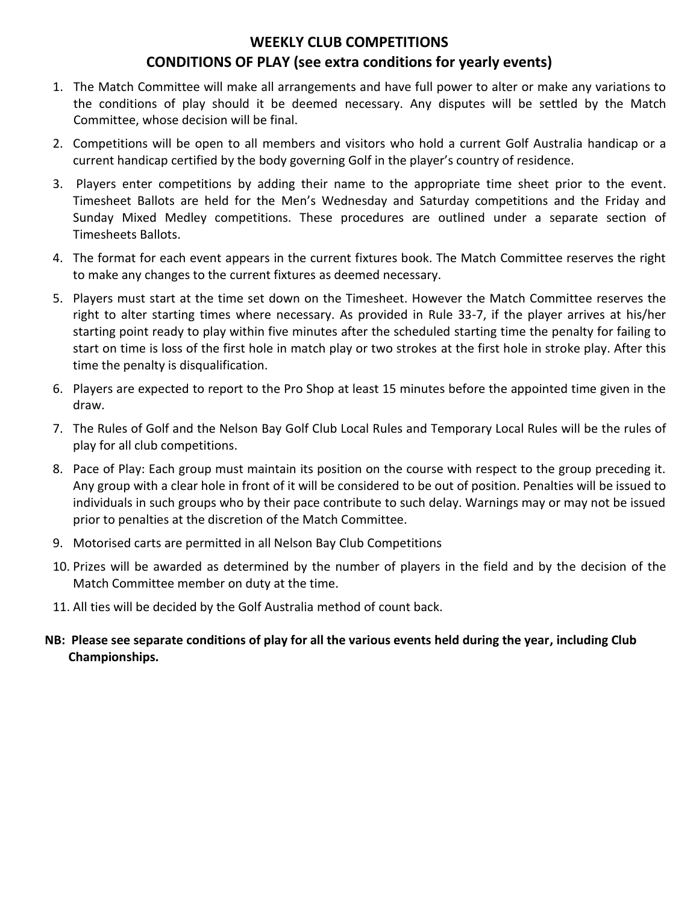## WEEKLY CLUB COMPETITIONS

## CONDITIONS OF PLAY (see extra conditions for yearly events)

1. The Match Committee will make all arrangements and have full power to alter or make any variations to the conditions of play should it be deemed necessary. Any disputes will be settled by the Match Committee, whose decision will be final.
2. Competitions will be open to all members and visitors who hold a current Golf Australia handicap or a current handicap certified by the body governing Golf in the player's country of residence.
3. Players enter competitions by adding their name to the appropriate time sheet prior to the event. Timesheet Ballots are held for the Men's Wednesday and Saturday competitions and the Friday and Sunday Mixed Medley competitions. These procedures are outlined under a separate section of Timesheets Ballots.
4. The format for each event appears in the current fixtures book. The Match Committee reserves the right to make any changes to the current fixtures as deemed necessary.
5. Players must start at the time set down on the Timesheet. However the Match Committee reserves the right to alter starting times where necessary. As provided in Rule 33-7, if the player arrives at his/her starting point ready to play within five minutes after the scheduled starting time the penalty for failing to start on time is loss of the first hole in match play or two strokes at the first hole in stroke play. After this time the penalty is disqualification.
6. Players are expected to report to the Pro Shop at least 15 minutes before the appointed time given in the draw.
7. The Rules of Golf and the Nelson Bay Golf Club Local Rules and Temporary Local Rules will be the rules of play for all club competitions.
8. Pace of Play: Each group must maintain its position on the course with respect to the group preceding it. Any group with a clear hole in front of it will be considered to be out of position. Penalties will be issued to individuals in such groups who by their pace contribute to such delay. Warnings may or may not be issued prior to penalties at the discretion of the Match Committee.
9. Motorised carts are permitted in all Nelson Bay Club Competitions
10. Prizes will be awarded as determined by the number of players in the field and by the decision of the Match Committee member on duty at the time.
11. All ties will be decided by the Golf Australia method of count back.

**NB: Please see separate conditions of play for all the various events held during the year, including Club Championships.**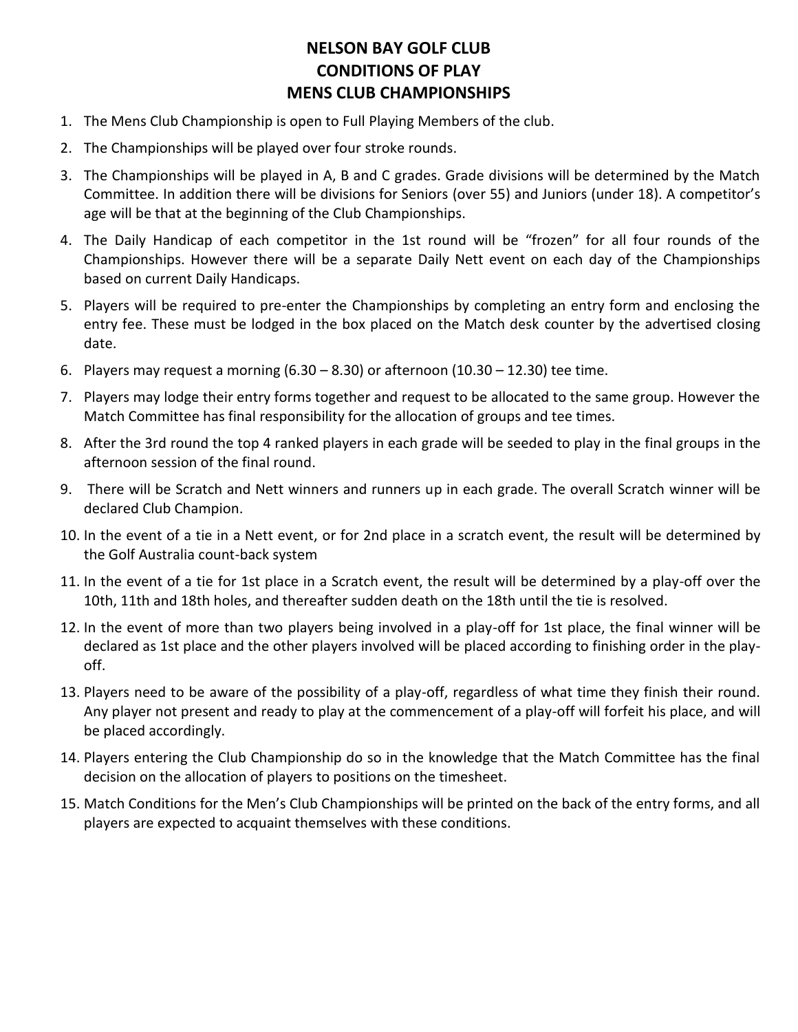# NELSON BAY GOLF CLUB
# CONDITIONS OF PLAY
# MENS CLUB CHAMPIONSHIPS

1. The Mens Club Championship is open to Full Playing Members of the club.
2. The Championships will be played over four stroke rounds.
3. The Championships will be played in A, B and C grades. Grade divisions will be determined by the Match Committee. In addition there will be divisions for Seniors (over 55) and Juniors (under 18). A competitor's age will be that at the beginning of the Club Championships.
4. The Daily Handicap of each competitor in the 1st round will be "frozen" for all four rounds of the Championships. However there will be a separate Daily Nett event on each day of the Championships based on current Daily Handicaps.
5. Players will be required to pre-enter the Championships by completing an entry form and enclosing the entry fee. These must be lodged in the box placed on the Match desk counter by the advertised closing date.
6. Players may request a morning (6.30 – 8.30) or afternoon (10.30 – 12.30) tee time.
7. Players may lodge their entry forms together and request to be allocated to the same group. However the Match Committee has final responsibility for the allocation of groups and tee times.
8. After the 3rd round the top 4 ranked players in each grade will be seeded to play in the final groups in the afternoon session of the final round.
9. There will be Scratch and Nett winners and runners up in each grade. The overall Scratch winner will be declared Club Champion.
10. In the event of a tie in a Nett event, or for 2nd place in a scratch event, the result will be determined by the Golf Australia count-back system
11. In the event of a tie for 1st place in a Scratch event, the result will be determined by a play-off over the 10th, 11th and 18th holes, and thereafter sudden death on the 18th until the tie is resolved.
12. In the event of more than two players being involved in a play-off for 1st place, the final winner will be declared as 1st place and the other players involved will be placed according to finishing order in the play-off.
13. Players need to be aware of the possibility of a play-off, regardless of what time they finish their round. Any player not present and ready to play at the commencement of a play-off will forfeit his place, and will be placed accordingly.
14. Players entering the Club Championship do so in the knowledge that the Match Committee has the final decision on the allocation of players to positions on the timesheet.
15. Match Conditions for the Men's Club Championships will be printed on the back of the entry forms, and all players are expected to acquaint themselves with these conditions.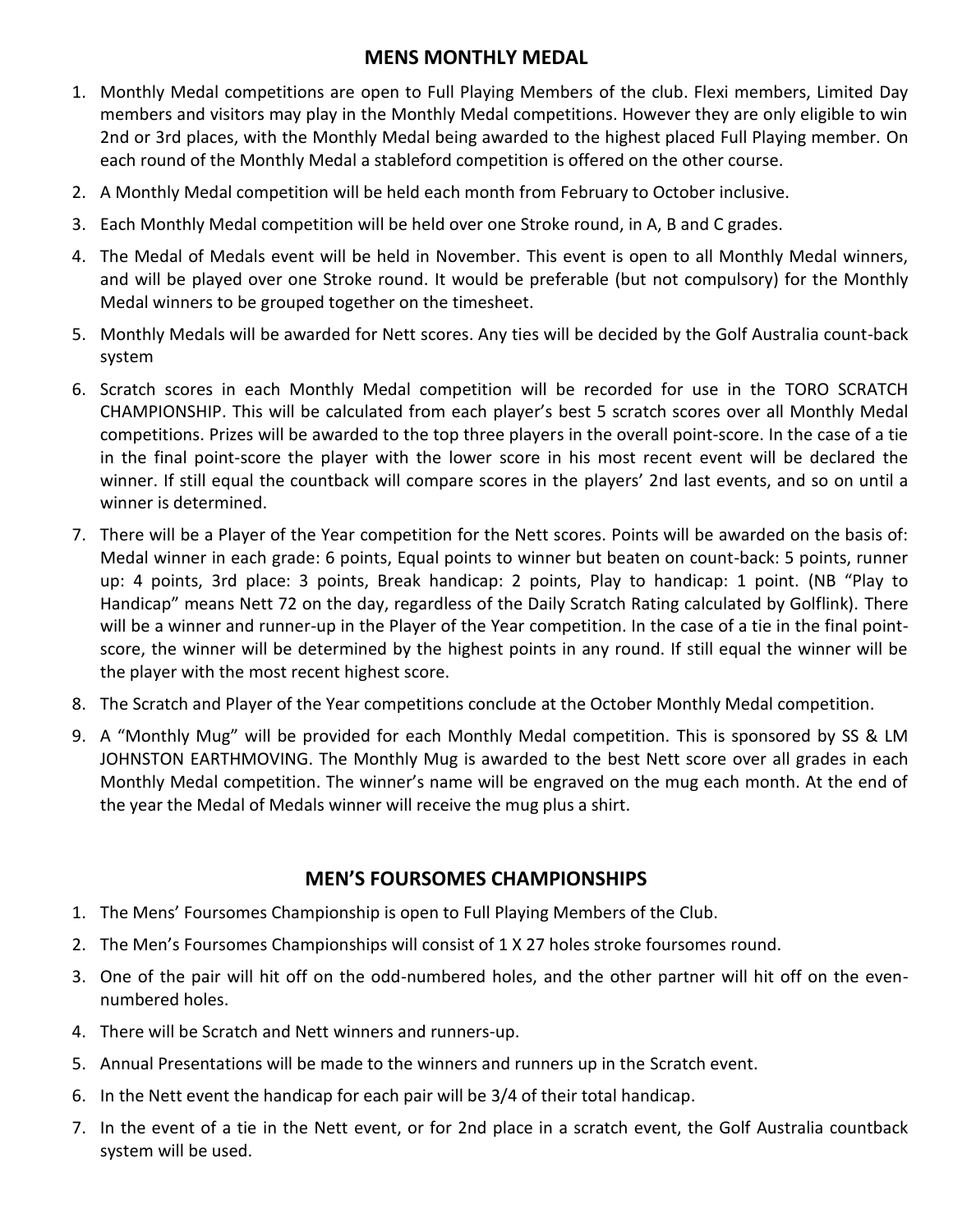## MENS MONTHLY MEDAL

1. Monthly Medal competitions are open to Full Playing Members of the club. Flexi members, Limited Day members and visitors may play in the Monthly Medal competitions. However they are only eligible to win 2nd or 3rd places, with the Monthly Medal being awarded to the highest placed Full Playing member. On each round of the Monthly Medal a stableford competition is offered on the other course.
2. A Monthly Medal competition will be held each month from February to October inclusive.
3. Each Monthly Medal competition will be held over one Stroke round, in A, B and C grades.
4. The Medal of Medals event will be held in November. This event is open to all Monthly Medal winners, and will be played over one Stroke round. It would be preferable (but not compulsory) for the Monthly Medal winners to be grouped together on the timesheet.
5. Monthly Medals will be awarded for Nett scores. Any ties will be decided by the Golf Australia count-back system
6. Scratch scores in each Monthly Medal competition will be recorded for use in the TORO SCRATCH CHAMPIONSHIP. This will be calculated from each player's best 5 scratch scores over all Monthly Medal competitions. Prizes will be awarded to the top three players in the overall point-score. In the case of a tie in the final point-score the player with the lower score in his most recent event will be declared the winner. If still equal the countback will compare scores in the players' 2nd last events, and so on until a winner is determined.
7. There will be a Player of the Year competition for the Nett scores. Points will be awarded on the basis of: Medal winner in each grade: 6 points, Equal points to winner but beaten on count-back: 5 points, runner up: 4 points, 3rd place: 3 points, Break handicap: 2 points, Play to handicap: 1 point. (NB "Play to Handicap" means Nett 72 on the day, regardless of the Daily Scratch Rating calculated by Golflink). There will be a winner and runner-up in the Player of the Year competition. In the case of a tie in the final point-score, the winner will be determined by the highest points in any round. If still equal the winner will be the player with the most recent highest score.
8. The Scratch and Player of the Year competitions conclude at the October Monthly Medal competition.
9. A "Monthly Mug" will be provided for each Monthly Medal competition. This is sponsored by SS & LM JOHNSTON EARTHMOVING. The Monthly Mug is awarded to the best Nett score over all grades in each Monthly Medal competition. The winner's name will be engraved on the mug each month. At the end of the year the Medal of Medals winner will receive the mug plus a shirt.

## MEN'S FOURSOMES CHAMPIONSHIPS

1. The Mens' Foursomes Championship is open to Full Playing Members of the Club.
2. The Men's Foursomes Championships will consist of 1 X 27 holes stroke foursomes round.
3. One of the pair will hit off on the odd-numbered holes, and the other partner will hit off on the even-numbered holes.
4. There will be Scratch and Nett winners and runners-up.
5. Annual Presentations will be made to the winners and runners up in the Scratch event.
6. In the Nett event the handicap for each pair will be 3/4 of their total handicap.
7. In the event of a tie in the Nett event, or for 2nd place in a scratch event, the Golf Australia countback system will be used.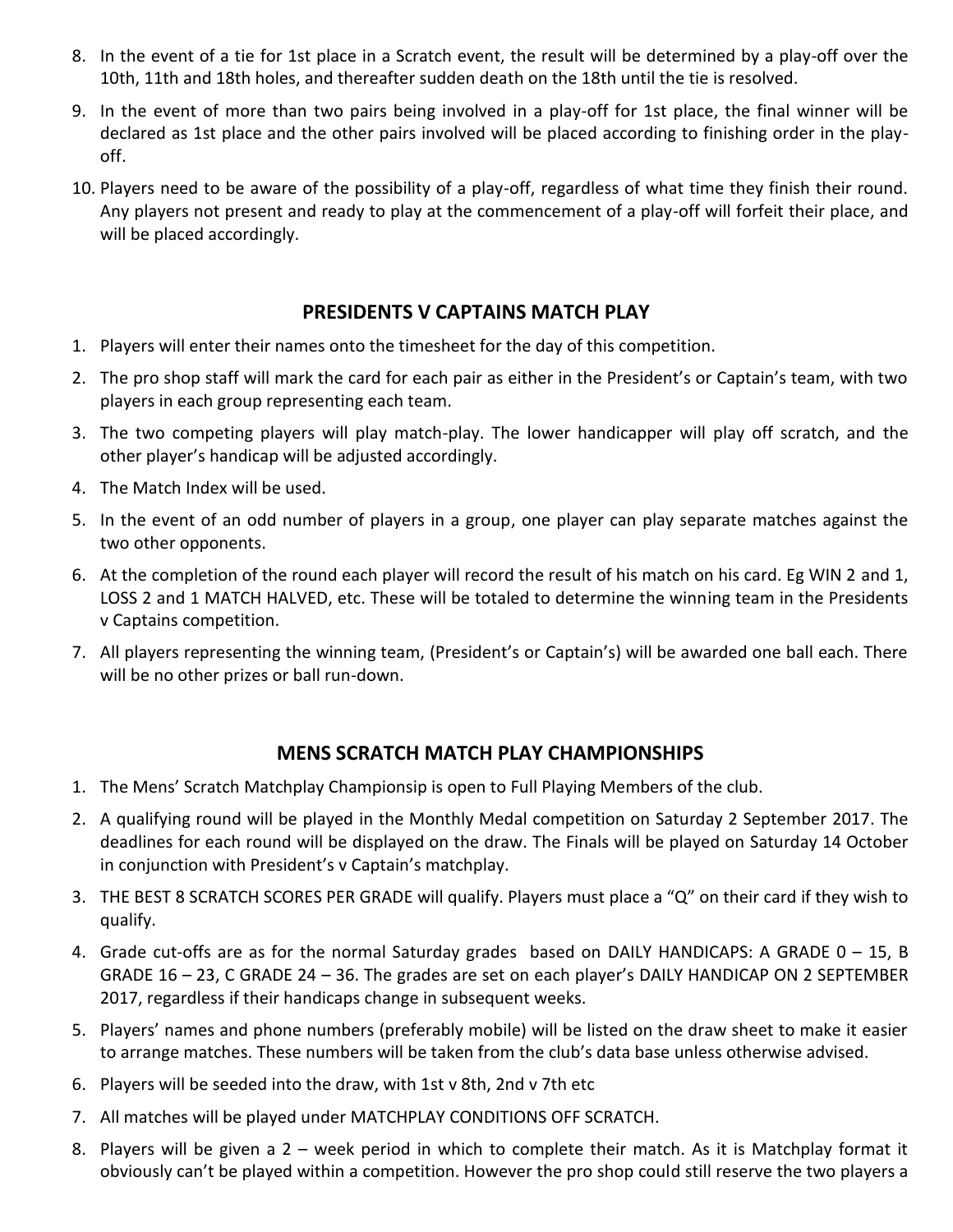8. In the event of a tie for 1st place in a Scratch event, the result will be determined by a play-off over the 10th, 11th and 18th holes, and thereafter sudden death on the 18th until the tie is resolved.
9. In the event of more than two pairs being involved in a play-off for 1st place, the final winner will be declared as 1st place and the other pairs involved will be placed according to finishing order in the play-off.
10. Players need to be aware of the possibility of a play-off, regardless of what time they finish their round. Any players not present and ready to play at the commencement of a play-off will forfeit their place, and will be placed accordingly.

## PRESIDENTS V CAPTAINS MATCH PLAY

1. Players will enter their names onto the timesheet for the day of this competition.
2. The pro shop staff will mark the card for each pair as either in the President's or Captain's team, with two players in each group representing each team.
3. The two competing players will play match-play. The lower handicapper will play off scratch, and the other player's handicap will be adjusted accordingly.
4. The Match Index will be used.
5. In the event of an odd number of players in a group, one player can play separate matches against the two other opponents.
6. At the completion of the round each player will record the result of his match on his card. Eg WIN 2 and 1, LOSS 2 and 1 MATCH HALVED, etc. These will be totaled to determine the winning team in the Presidents v Captains competition.
7. All players representing the winning team, (President's or Captain's) will be awarded one ball each. There will be no other prizes or ball run-down.

## MENS SCRATCH MATCH PLAY CHAMPIONSHIPS

1. The Mens' Scratch Matchplay Championsip is open to Full Playing Members of the club.
2. A qualifying round will be played in the Monthly Medal competition on Saturday 2 September 2017. The deadlines for each round will be displayed on the draw. The Finals will be played on Saturday 14 October in conjunction with President's v Captain's matchplay.
3. THE BEST 8 SCRATCH SCORES PER GRADE will qualify. Players must place a "Q" on their card if they wish to qualify.
4. Grade cut-offs are as for the normal Saturday grades based on DAILY HANDICAPS: A GRADE 0 – 15, B GRADE 16 – 23, C GRADE 24 – 36. The grades are set on each player's DAILY HANDICAP ON 2 SEPTEMBER 2017, regardless if their handicaps change in subsequent weeks.
5. Players' names and phone numbers (preferably mobile) will be listed on the draw sheet to make it easier to arrange matches. These numbers will be taken from the club's data base unless otherwise advised.
6. Players will be seeded into the draw, with 1st v 8th, 2nd v 7th etc
7. All matches will be played under MATCHPLAY CONDITIONS OFF SCRATCH.
8. Players will be given a 2 – week period in which to complete their match. As it is Matchplay format it obviously can't be played within a competition. However the pro shop could still reserve the two players a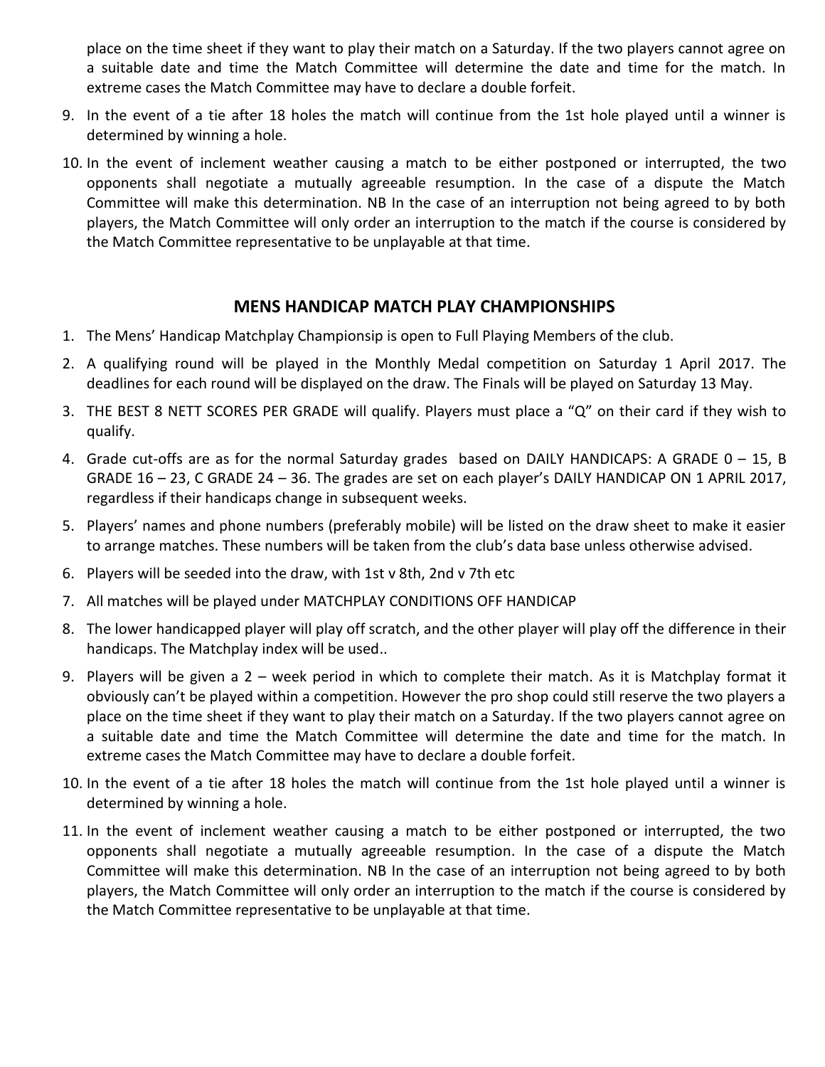place on the time sheet if they want to play their match on a Saturday. If the two players cannot agree on a suitable date and time the Match Committee will determine the date and time for the match. In extreme cases the Match Committee may have to declare a double forfeit.

9. In the event of a tie after 18 holes the match will continue from the 1st hole played until a winner is determined by winning a hole.
10. In the event of inclement weather causing a match to be either postponed or interrupted, the two opponents shall negotiate a mutually agreeable resumption. In the case of a dispute the Match Committee will make this determination. NB In the case of an interruption not being agreed to by both players, the Match Committee will only order an interruption to the match if the course is considered by the Match Committee representative to be unplayable at that time.

## MENS HANDICAP MATCH PLAY CHAMPIONSHIPS

1. The Mens' Handicap Matchplay Championsip is open to Full Playing Members of the club.
2. A qualifying round will be played in the Monthly Medal competition on Saturday 1 April 2017. The deadlines for each round will be displayed on the draw. The Finals will be played on Saturday 13 May.
3. THE BEST 8 NETT SCORES PER GRADE will qualify. Players must place a "Q" on their card if they wish to qualify.
4. Grade cut-offs are as for the normal Saturday grades based on DAILY HANDICAPS: A GRADE 0 – 15, B GRADE 16 – 23, C GRADE 24 – 36. The grades are set on each player's DAILY HANDICAP ON 1 APRIL 2017, regardless if their handicaps change in subsequent weeks.
5. Players' names and phone numbers (preferably mobile) will be listed on the draw sheet to make it easier to arrange matches. These numbers will be taken from the club's data base unless otherwise advised.
6. Players will be seeded into the draw, with 1st v 8th, 2nd v 7th etc
7. All matches will be played under MATCHPLAY CONDITIONS OFF HANDICAP
8. The lower handicapped player will play off scratch, and the other player will play off the difference in their handicaps. The Matchplay index will be used..
9. Players will be given a 2 – week period in which to complete their match. As it is Matchplay format it obviously can't be played within a competition. However the pro shop could still reserve the two players a place on the time sheet if they want to play their match on a Saturday. If the two players cannot agree on a suitable date and time the Match Committee will determine the date and time for the match. In extreme cases the Match Committee may have to declare a double forfeit.
10. In the event of a tie after 18 holes the match will continue from the 1st hole played until a winner is determined by winning a hole.
11. In the event of inclement weather causing a match to be either postponed or interrupted, the two opponents shall negotiate a mutually agreeable resumption. In the case of a dispute the Match Committee will make this determination. NB In the case of an interruption not being agreed to by both players, the Match Committee will only order an interruption to the match if the course is considered by the Match Committee representative to be unplayable at that time.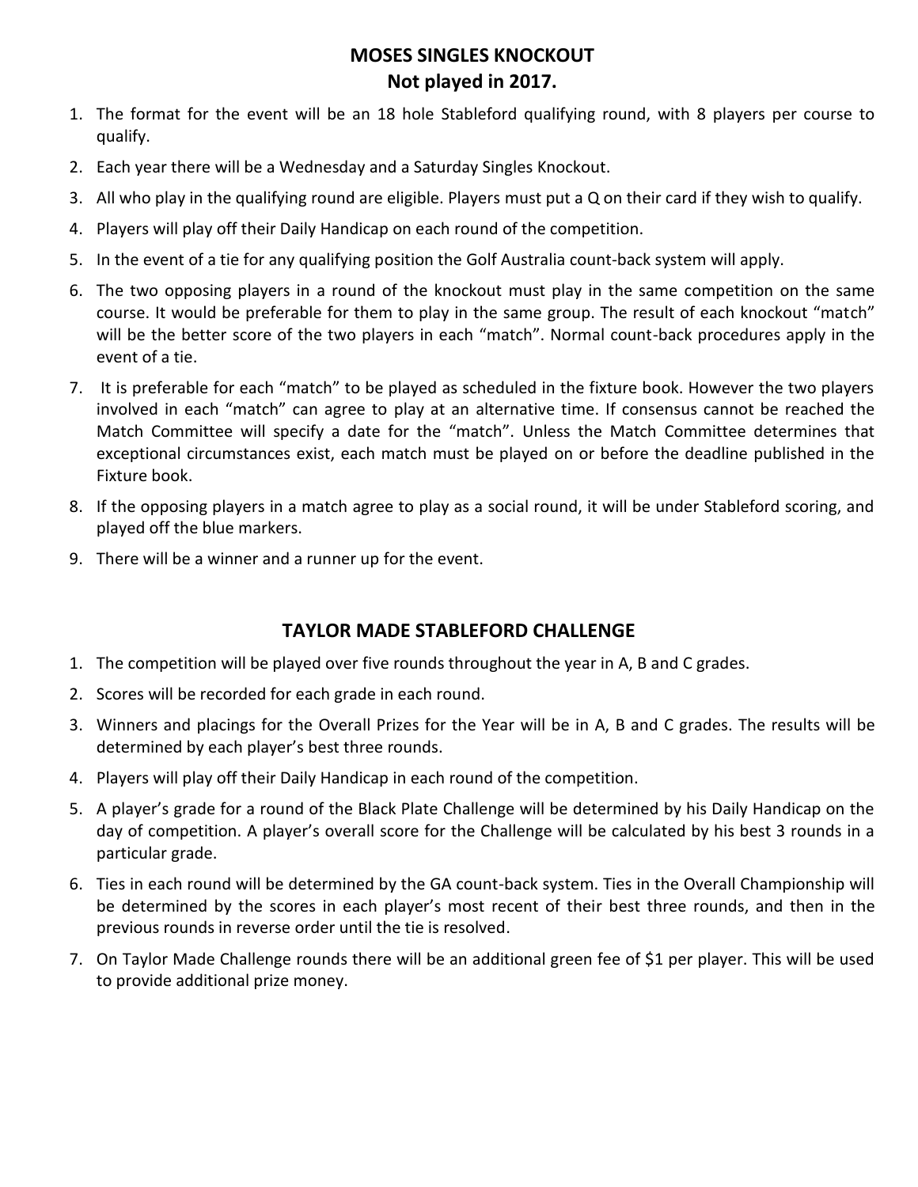## MOSES SINGLES KNOCKOUT
## Not played in 2017.

1. The format for the event will be an 18 hole Stableford qualifying round, with 8 players per course to qualify.
2. Each year there will be a Wednesday and a Saturday Singles Knockout.
3. All who play in the qualifying round are eligible. Players must put a Q on their card if they wish to qualify.
4. Players will play off their Daily Handicap on each round of the competition.
5. In the event of a tie for any qualifying position the Golf Australia count-back system will apply.
6. The two opposing players in a round of the knockout must play in the same competition on the same course. It would be preferable for them to play in the same group. The result of each knockout "match" will be the better score of the two players in each "match". Normal count-back procedures apply in the event of a tie.
7. It is preferable for each "match" to be played as scheduled in the fixture book. However the two players involved in each "match" can agree to play at an alternative time. If consensus cannot be reached the Match Committee will specify a date for the "match". Unless the Match Committee determines that exceptional circumstances exist, each match must be played on or before the deadline published in the Fixture book.
8. If the opposing players in a match agree to play as a social round, it will be under Stableford scoring, and played off the blue markers.
9. There will be a winner and a runner up for the event.

## TAYLOR MADE STABLEFORD CHALLENGE

1. The competition will be played over five rounds throughout the year in A, B and C grades.
2. Scores will be recorded for each grade in each round.
3. Winners and placings for the Overall Prizes for the Year will be in A, B and C grades. The results will be determined by each player's best three rounds.
4. Players will play off their Daily Handicap in each round of the competition.
5. A player's grade for a round of the Black Plate Challenge will be determined by his Daily Handicap on the day of competition. A player's overall score for the Challenge will be calculated by his best 3 rounds in a particular grade.
6. Ties in each round will be determined by the GA count-back system. Ties in the Overall Championship will be determined by the scores in each player's most recent of their best three rounds, and then in the previous rounds in reverse order until the tie is resolved.
7. On Taylor Made Challenge rounds there will be an additional green fee of $1 per player. This will be used to provide additional prize money.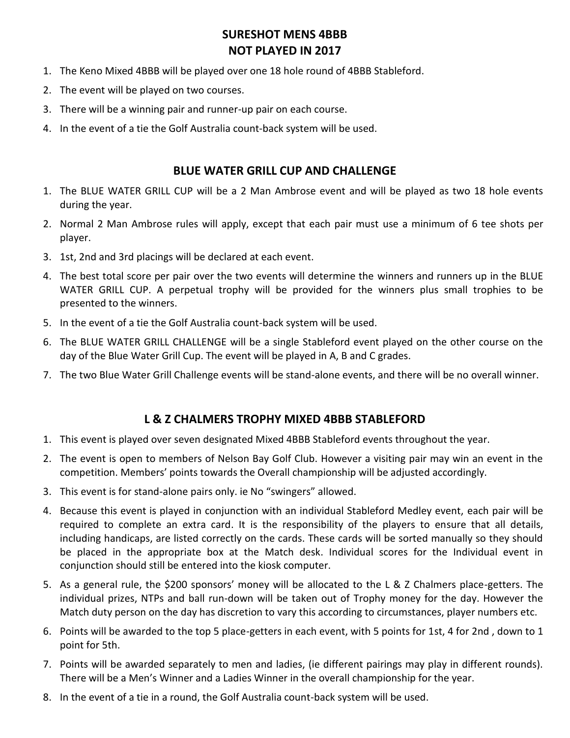## SURESHOT MENS 4BBB
## NOT PLAYED IN 2017

1. The Keno Mixed 4BBB will be played over one 18 hole round of 4BBB Stableford.
2. The event will be played on two courses.
3. There will be a winning pair and runner-up pair on each course.
4. In the event of a tie the Golf Australia count-back system will be used.

## BLUE WATER GRILL CUP AND CHALLENGE

1. The BLUE WATER GRILL CUP will be a 2 Man Ambrose event and will be played as two 18 hole events during the year.
2. Normal 2 Man Ambrose rules will apply, except that each pair must use a minimum of 6 tee shots per player.
3. 1st, 2nd and 3rd placings will be declared at each event.
4. The best total score per pair over the two events will determine the winners and runners up in the BLUE WATER GRILL CUP. A perpetual trophy will be provided for the winners plus small trophies to be presented to the winners.
5. In the event of a tie the Golf Australia count-back system will be used.
6. The BLUE WATER GRILL CHALLENGE will be a single Stableford event played on the other course on the day of the Blue Water Grill Cup. The event will be played in A, B and C grades.
7. The two Blue Water Grill Challenge events will be stand-alone events, and there will be no overall winner.

## L & Z CHALMERS TROPHY MIXED 4BBB STABLEFORD

1. This event is played over seven designated Mixed 4BBB Stableford events throughout the year.
2. The event is open to members of Nelson Bay Golf Club. However a visiting pair may win an event in the competition. Members' points towards the Overall championship will be adjusted accordingly.
3. This event is for stand-alone pairs only. ie No "swingers" allowed.
4. Because this event is played in conjunction with an individual Stableford Medley event, each pair will be required to complete an extra card. It is the responsibility of the players to ensure that all details, including handicaps, are listed correctly on the cards. These cards will be sorted manually so they should be placed in the appropriate box at the Match desk. Individual scores for the Individual event in conjunction should still be entered into the kiosk computer.
5. As a general rule, the $200 sponsors' money will be allocated to the L & Z Chalmers place-getters. The individual prizes, NTPs and ball run-down will be taken out of Trophy money for the day. However the Match duty person on the day has discretion to vary this according to circumstances, player numbers etc.
6. Points will be awarded to the top 5 place-getters in each event, with 5 points for 1st, 4 for 2nd , down to 1 point for 5th.
7. Points will be awarded separately to men and ladies, (ie different pairings may play in different rounds). There will be a Men's Winner and a Ladies Winner in the overall championship for the year.
8. In the event of a tie in a round, the Golf Australia count-back system will be used.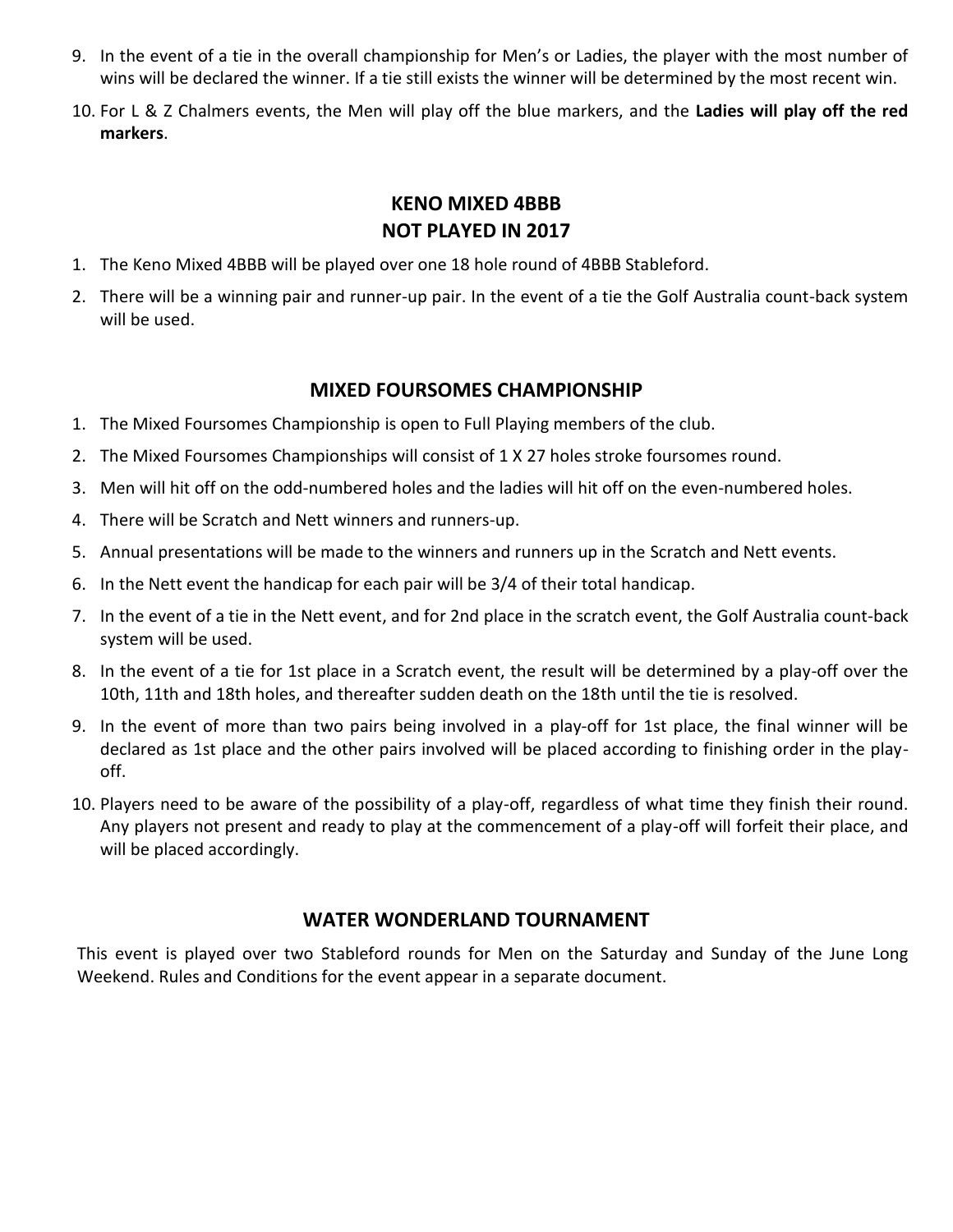9. In the event of a tie in the overall championship for Men's or Ladies, the player with the most number of wins will be declared the winner. If a tie still exists the winner will be determined by the most recent win.
10. For L & Z Chalmers events, the Men will play off the blue markers, and the **Ladies will play off the red markers**.

## KENO MIXED 4BBB
## NOT PLAYED IN 2017

1. The Keno Mixed 4BBB will be played over one 18 hole round of 4BBB Stableford.
2. There will be a winning pair and runner-up pair. In the event of a tie the Golf Australia count-back system will be used.

## MIXED FOURSOMES CHAMPIONSHIP

1. The Mixed Foursomes Championship is open to Full Playing members of the club.
2. The Mixed Foursomes Championships will consist of 1 X 27 holes stroke foursomes round.
3. Men will hit off on the odd-numbered holes and the ladies will hit off on the even-numbered holes.
4. There will be Scratch and Nett winners and runners-up.
5. Annual presentations will be made to the winners and runners up in the Scratch and Nett events.
6. In the Nett event the handicap for each pair will be 3/4 of their total handicap.
7. In the event of a tie in the Nett event, and for 2nd place in the scratch event, the Golf Australia count-back system will be used.
8. In the event of a tie for 1st place in a Scratch event, the result will be determined by a play-off over the 10th, 11th and 18th holes, and thereafter sudden death on the 18th until the tie is resolved.
9. In the event of more than two pairs being involved in a play-off for 1st place, the final winner will be declared as 1st place and the other pairs involved will be placed according to finishing order in the play-off.
10. Players need to be aware of the possibility of a play-off, regardless of what time they finish their round. Any players not present and ready to play at the commencement of a play-off will forfeit their place, and will be placed accordingly.

## WATER WONDERLAND TOURNAMENT

This event is played over two Stableford rounds for Men on the Saturday and Sunday of the June Long Weekend. Rules and Conditions for the event appear in a separate document.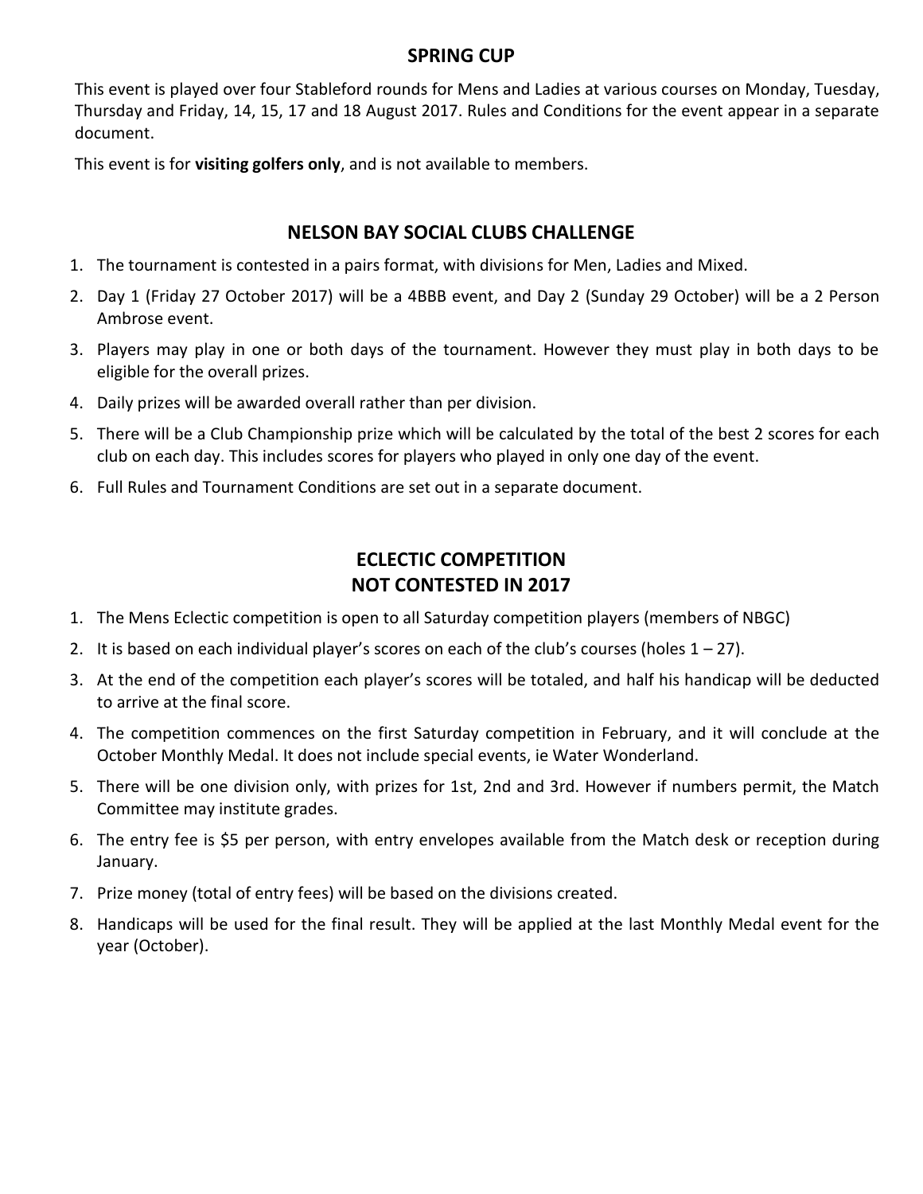## SPRING CUP

This event is played over four Stableford rounds for Mens and Ladies at various courses on Monday, Tuesday, Thursday and Friday, 14, 15, 17 and 18 August 2017. Rules and Conditions for the event appear in a separate document.

This event is for **visiting golfers only**, and is not available to members.

## NELSON BAY SOCIAL CLUBS CHALLENGE

1. The tournament is contested in a pairs format, with divisions for Men, Ladies and Mixed.
2. Day 1 (Friday 27 October 2017) will be a 4BBB event, and Day 2 (Sunday 29 October) will be a 2 Person Ambrose event.
3. Players may play in one or both days of the tournament. However they must play in both days to be eligible for the overall prizes.
4. Daily prizes will be awarded overall rather than per division.
5. There will be a Club Championship prize which will be calculated by the total of the best 2 scores for each club on each day. This includes scores for players who played in only one day of the event.
6. Full Rules and Tournament Conditions are set out in a separate document.

## ECLECTIC COMPETITION
## NOT CONTESTED IN 2017

1. The Mens Eclectic competition is open to all Saturday competition players (members of NBGC)
2. It is based on each individual player's scores on each of the club's courses (holes 1 – 27).
3. At the end of the competition each player's scores will be totaled, and half his handicap will be deducted to arrive at the final score.
4. The competition commences on the first Saturday competition in February, and it will conclude at the October Monthly Medal. It does not include special events, ie Water Wonderland.
5. There will be one division only, with prizes for 1st, 2nd and 3rd. However if numbers permit, the Match Committee may institute grades.
6. The entry fee is $5 per person, with entry envelopes available from the Match desk or reception during January.
7. Prize money (total of entry fees) will be based on the divisions created.
8. Handicaps will be used for the final result. They will be applied at the last Monthly Medal event for the year (October).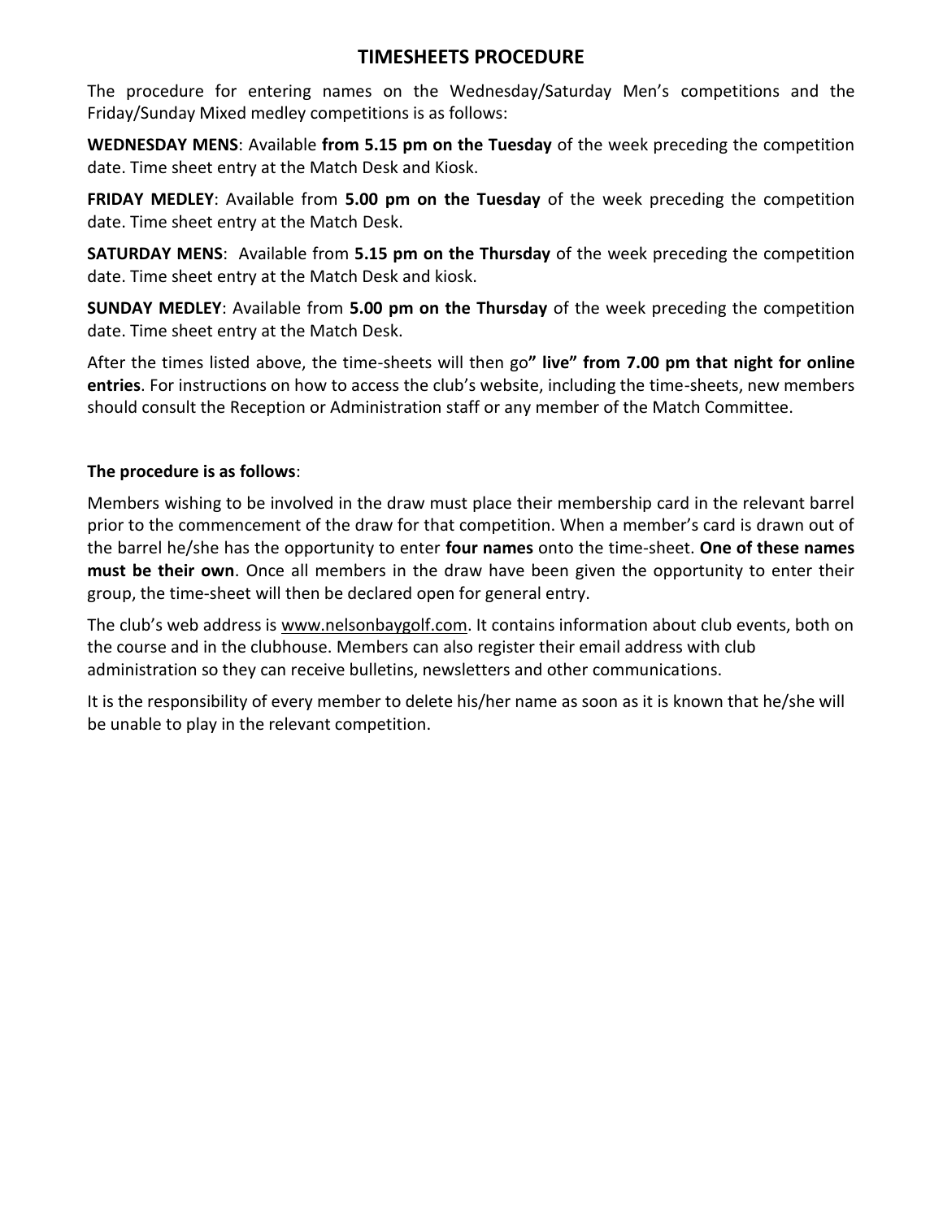# TIMESHEETS PROCEDURE

The procedure for entering names on the Wednesday/Saturday Men's competitions and the Friday/Sunday Mixed medley competitions is as follows:

**WEDNESDAY MENS**: Available **from 5.15 pm on the Tuesday** of the week preceding the competition date. Time sheet entry at the Match Desk and Kiosk.

**FRIDAY MEDLEY**: Available from **5.00 pm on the Tuesday** of the week preceding the competition date. Time sheet entry at the Match Desk.

**SATURDAY MENS**: Available from **5.15 pm on the Thursday** of the week preceding the competition date. Time sheet entry at the Match Desk and kiosk.

**SUNDAY MEDLEY**: Available from **5.00 pm on the Thursday** of the week preceding the competition date. Time sheet entry at the Match Desk.

After the times listed above, the time-sheets will then go**" live" from 7.00 pm that night for online entries**. For instructions on how to access the club's website, including the time-sheets, new members should consult the Reception or Administration staff or any member of the Match Committee.

**The procedure is as follows**:

Members wishing to be involved in the draw must place their membership card in the relevant barrel prior to the commencement of the draw for that competition. When a member's card is drawn out of the barrel he/she has the opportunity to enter **four names** onto the time-sheet. **One of these names must be their own**. Once all members in the draw have been given the opportunity to enter their group, the time-sheet will then be declared open for general entry.

The club's web address is www.nelsonbaygolf.com. It contains information about club events, both on the course and in the clubhouse. Members can also register their email address with club administration so they can receive bulletins, newsletters and other communications.

It is the responsibility of every member to delete his/her name as soon as it is known that he/she will be unable to play in the relevant competition.